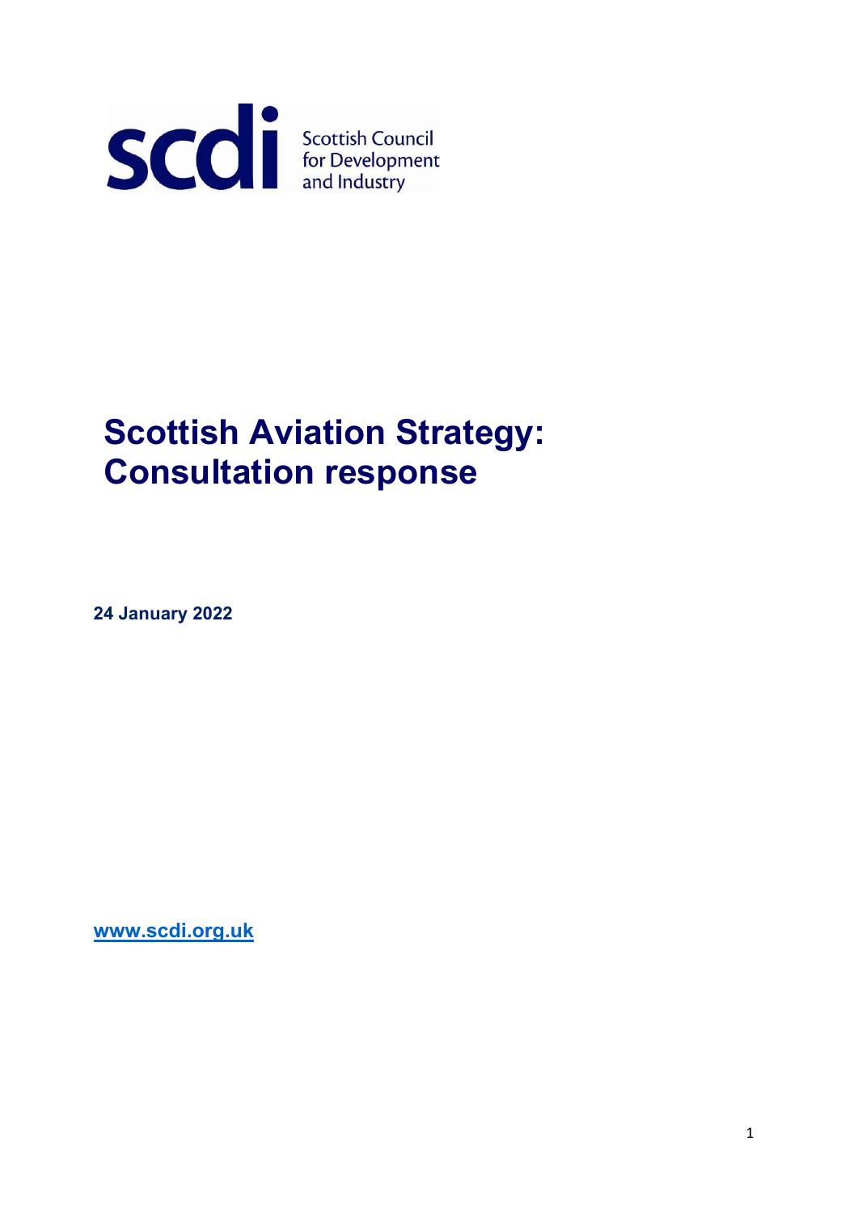scdi Scottish Council for Development and Industry

# Scottish Aviation Strategy: Consultation response

**24 January 2022**

**www.scdi.org.uk**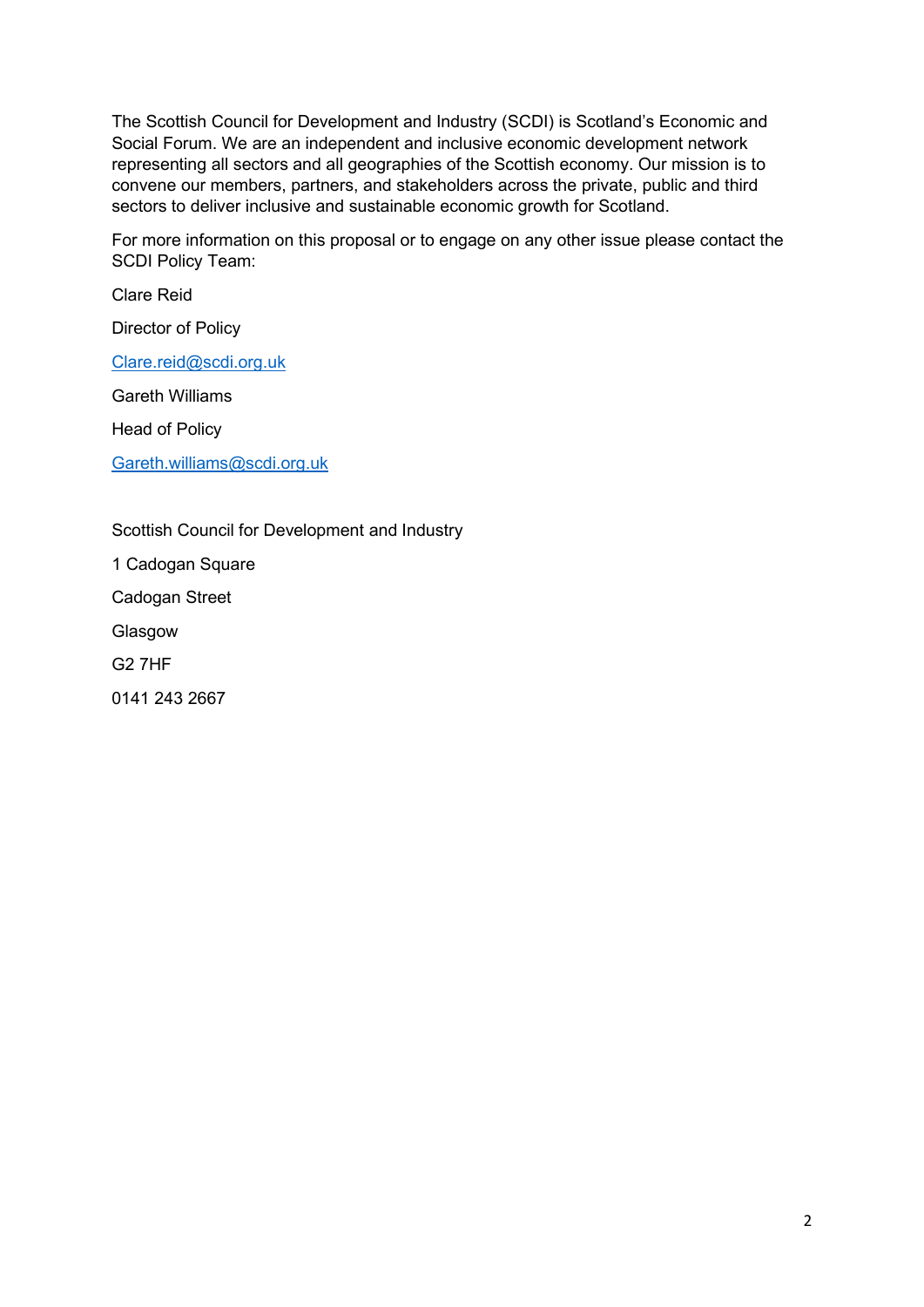The Scottish Council for Development and Industry (SCDI) is Scotland's Economic and Social Forum. We are an independent and inclusive economic development network representing all sectors and all geographies of the Scottish economy. Our mission is to convene our members, partners, and stakeholders across the private, public and third sectors to deliver inclusive and sustainable economic growth for Scotland.

For more information on this proposal or to engage on any other issue please contact the SCDI Policy Team:

Clare Reid

Director of Policy

Clare.reid@scdi.org.uk

Gareth Williams

Head of Policy

Gareth.williams@scdi.org.uk

Scottish Council for Development and Industry

1 Cadogan Square

Cadogan Street

Glasgow

G2 7HF

0141 243 2667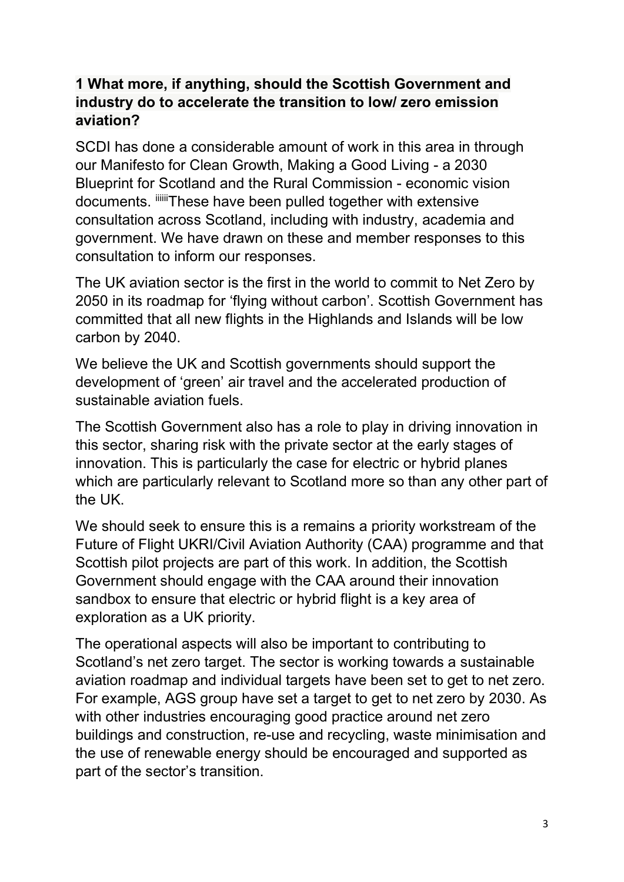## 1 What more, if anything, should the Scottish Government and industry do to accelerate the transition to low/ zero emission aviation?

SCDI has done a considerable amount of work in this area in through our Manifesto for Clean Growth, Making a Good Living - a 2030 Blueprint for Scotland and the Rural Commission - economic vision documents. [i][ii][iii]These have been pulled together with extensive consultation across Scotland, including with industry, academia and government. We have drawn on these and member responses to this consultation to inform our responses.

The UK aviation sector is the first in the world to commit to Net Zero by 2050 in its roadmap for 'flying without carbon'. Scottish Government has committed that all new flights in the Highlands and Islands will be low carbon by 2040.

We believe the UK and Scottish governments should support the development of 'green' air travel and the accelerated production of sustainable aviation fuels.

The Scottish Government also has a role to play in driving innovation in this sector, sharing risk with the private sector at the early stages of innovation. This is particularly the case for electric or hybrid planes which are particularly relevant to Scotland more so than any other part of the UK.

We should seek to ensure this is a remains a priority workstream of the Future of Flight UKRI/Civil Aviation Authority (CAA) programme and that Scottish pilot projects are part of this work. In addition, the Scottish Government should engage with the CAA around their innovation sandbox to ensure that electric or hybrid flight is a key area of exploration as a UK priority.

The operational aspects will also be important to contributing to Scotland's net zero target. The sector is working towards a sustainable aviation roadmap and individual targets have been set to get to net zero. For example, AGS group have set a target to get to net zero by 2030. As with other industries encouraging good practice around net zero buildings and construction, re-use and recycling, waste minimisation and the use of renewable energy should be encouraged and supported as part of the sector's transition.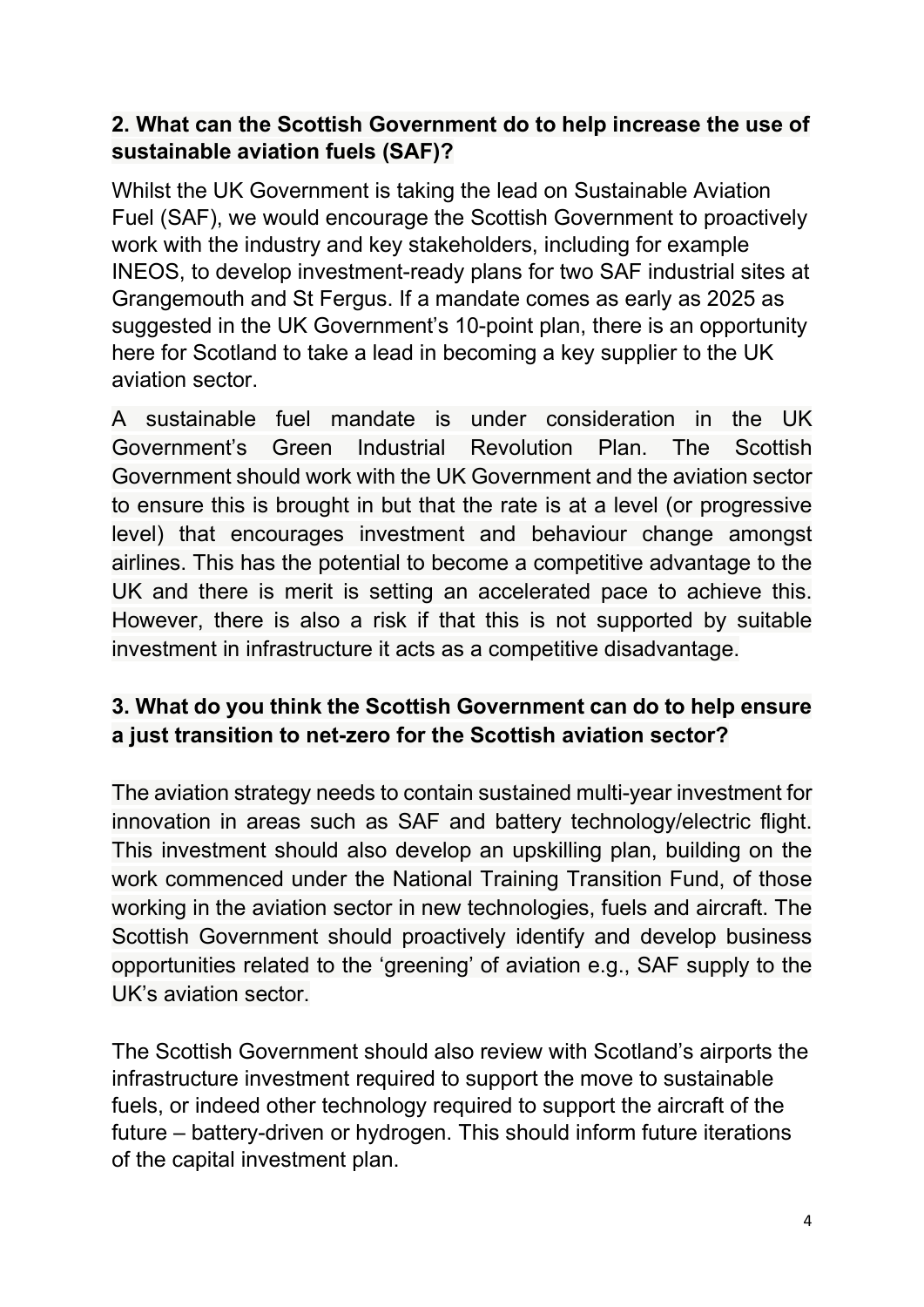**2. What can the Scottish Government do to help increase the use of sustainable aviation fuels (SAF)?**

Whilst the UK Government is taking the lead on Sustainable Aviation Fuel (SAF), we would encourage the Scottish Government to proactively work with the industry and key stakeholders, including for example INEOS, to develop investment-ready plans for two SAF industrial sites at Grangemouth and St Fergus. If a mandate comes as early as 2025 as suggested in the UK Government's 10-point plan, there is an opportunity here for Scotland to take a lead in becoming a key supplier to the UK aviation sector.

A sustainable fuel mandate is under consideration in the UK Government's Green Industrial Revolution Plan. The Scottish Government should work with the UK Government and the aviation sector to ensure this is brought in but that the rate is at a level (or progressive level) that encourages investment and behaviour change amongst airlines. This has the potential to become a competitive advantage to the UK and there is merit is setting an accelerated pace to achieve this. However, there is also a risk if that this is not supported by suitable investment in infrastructure it acts as a competitive disadvantage.

**3. What do you think the Scottish Government can do to help ensure a just transition to net-zero for the Scottish aviation sector?**

The aviation strategy needs to contain sustained multi-year investment for innovation in areas such as SAF and battery technology/electric flight. This investment should also develop an upskilling plan, building on the work commenced under the National Training Transition Fund, of those working in the aviation sector in new technologies, fuels and aircraft. The Scottish Government should proactively identify and develop business opportunities related to the 'greening' of aviation e.g., SAF supply to the UK's aviation sector.

The Scottish Government should also review with Scotland's airports the infrastructure investment required to support the move to sustainable fuels, or indeed other technology required to support the aircraft of the future – battery-driven or hydrogen. This should inform future iterations of the capital investment plan.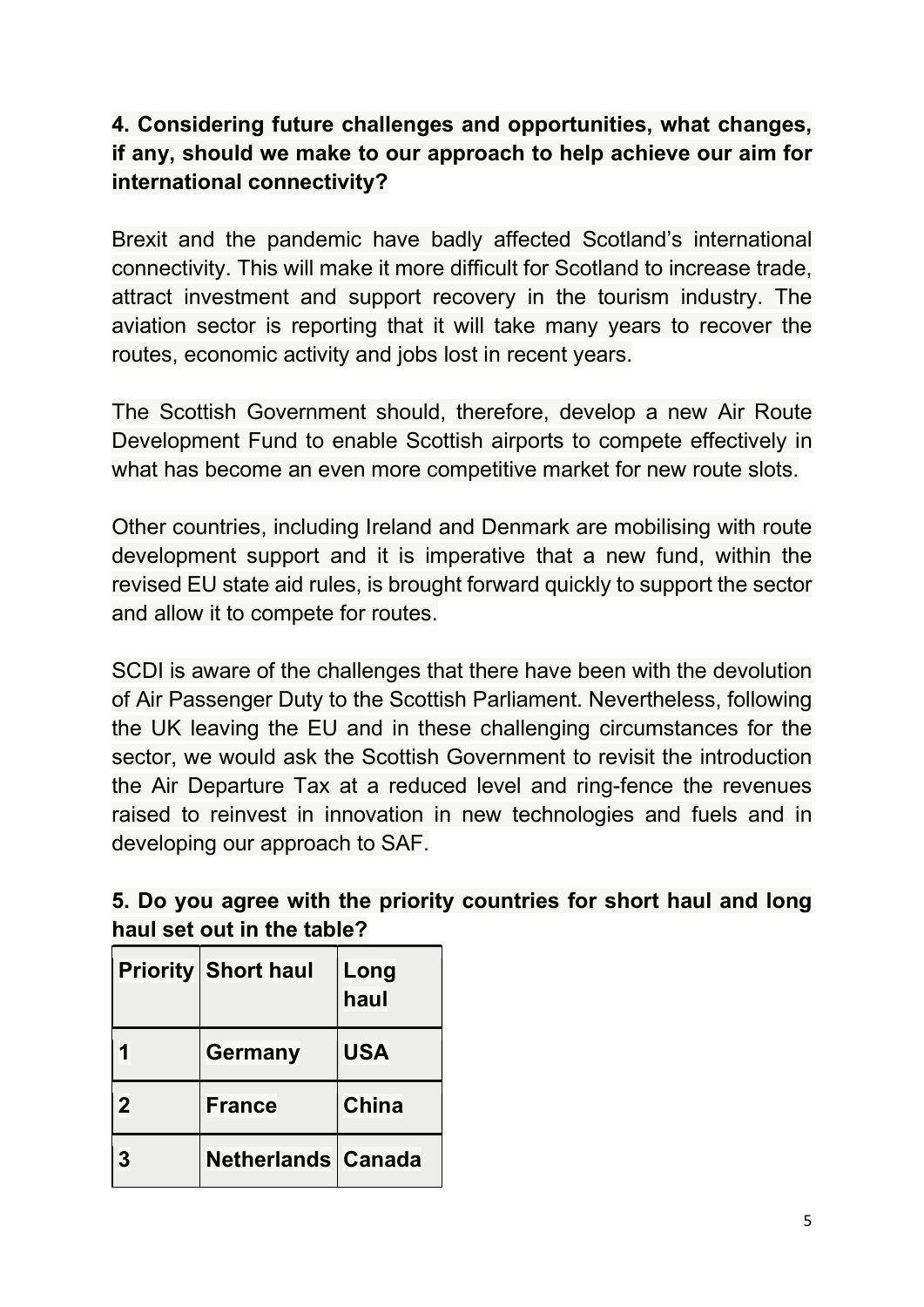**4. Considering future challenges and opportunities, what changes, if any, should we make to our approach to help achieve our aim for international connectivity?**

Brexit and the pandemic have badly affected Scotland's international connectivity. This will make it more difficult for Scotland to increase trade, attract investment and support recovery in the tourism industry. The aviation sector is reporting that it will take many years to recover the routes, economic activity and jobs lost in recent years.

The Scottish Government should, therefore, develop a new Air Route Development Fund to enable Scottish airports to compete effectively in what has become an even more competitive market for new route slots.

Other countries, including Ireland and Denmark are mobilising with route development support and it is imperative that a new fund, within the revised EU state aid rules, is brought forward quickly to support the sector and allow it to compete for routes.

SCDI is aware of the challenges that there have been with the devolution of Air Passenger Duty to the Scottish Parliament. Nevertheless, following the UK leaving the EU and in these challenging circumstances for the sector, we would ask the Scottish Government to revisit the introduction the Air Departure Tax at a reduced level and ring-fence the revenues raised to reinvest in innovation in new technologies and fuels and in developing our approach to SAF.

**5. Do you agree with the priority countries for short haul and long haul set out in the table?**

| Priority | Short haul | Long haul |
|---|---|---|
| 1 | Germany | USA |
| 2 | France | China |
| 3 | Netherlands | Canada |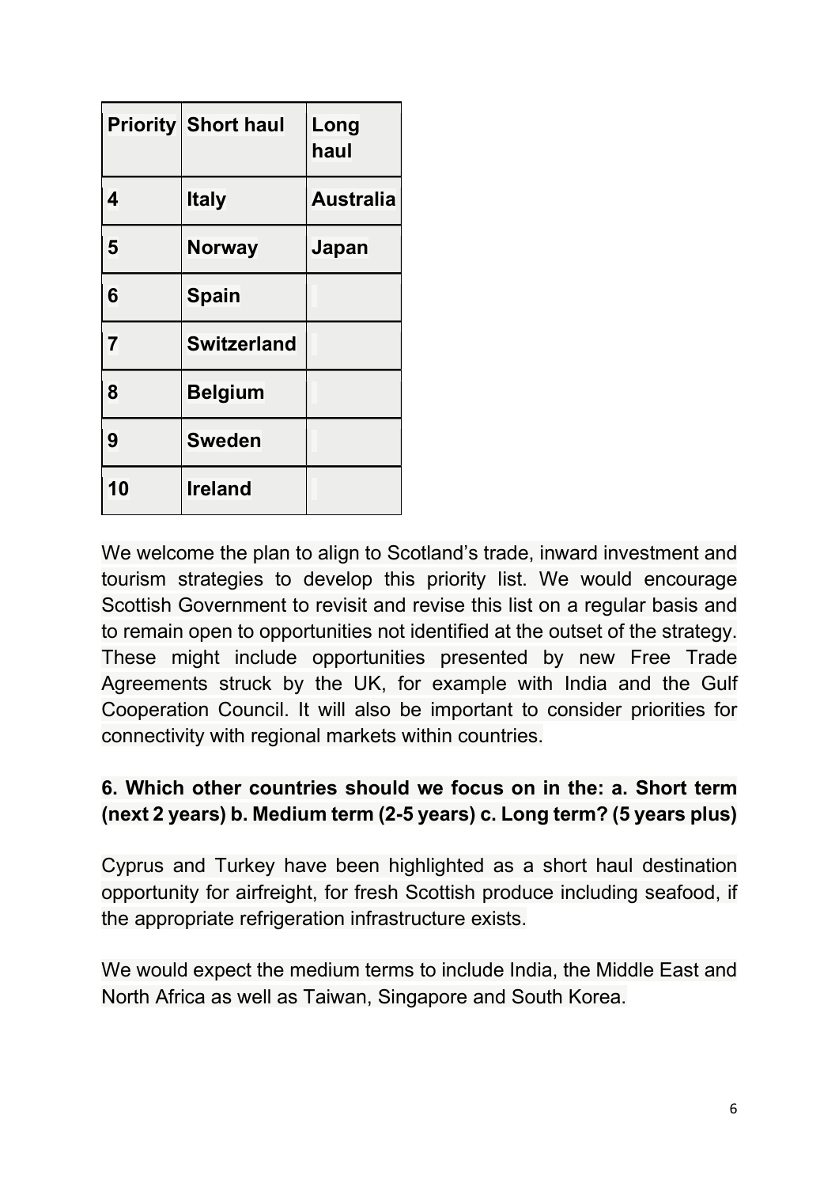| Priority | Short haul | Long haul |
|---|---|---|
| 4 | Italy | Australia |
| 5 | Norway | Japan |
| 6 | Spain | |
| 7 | Switzerland | |
| 8 | Belgium | |
| 9 | Sweden | |
| 10 | Ireland | |

We welcome the plan to align to Scotland's trade, inward investment and tourism strategies to develop this priority list. We would encourage Scottish Government to revisit and revise this list on a regular basis and to remain open to opportunities not identified at the outset of the strategy. These might include opportunities presented by new Free Trade Agreements struck by the UK, for example with India and the Gulf Cooperation Council. It will also be important to consider priorities for connectivity with regional markets within countries.

**6. Which other countries should we focus on in the: a. Short term (next 2 years) b. Medium term (2-5 years) c. Long term? (5 years plus)**

Cyprus and Turkey have been highlighted as a short haul destination opportunity for airfreight, for fresh Scottish produce including seafood, if the appropriate refrigeration infrastructure exists.

We would expect the medium terms to include India, the Middle East and North Africa as well as Taiwan, Singapore and South Korea.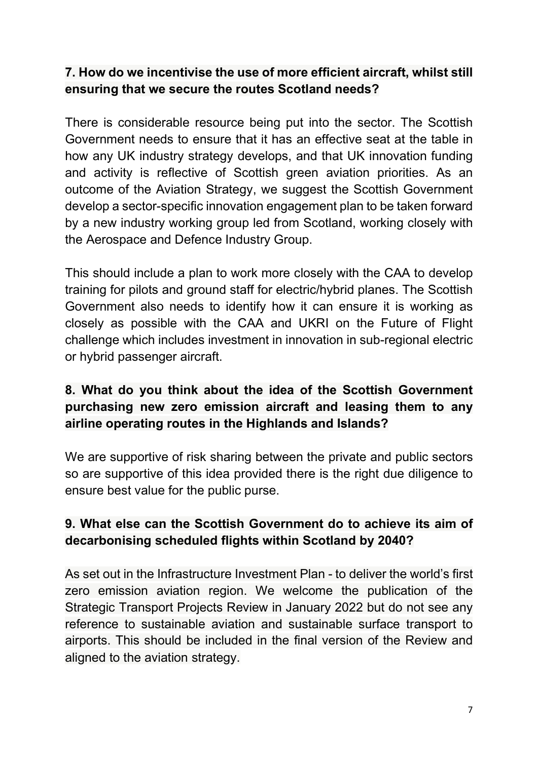**7. How do we incentivise the use of more efficient aircraft, whilst still ensuring that we secure the routes Scotland needs?**

There is considerable resource being put into the sector. The Scottish Government needs to ensure that it has an effective seat at the table in how any UK industry strategy develops, and that UK innovation funding and activity is reflective of Scottish green aviation priorities. As an outcome of the Aviation Strategy, we suggest the Scottish Government develop a sector-specific innovation engagement plan to be taken forward by a new industry working group led from Scotland, working closely with the Aerospace and Defence Industry Group.

This should include a plan to work more closely with the CAA to develop training for pilots and ground staff for electric/hybrid planes. The Scottish Government also needs to identify how it can ensure it is working as closely as possible with the CAA and UKRI on the Future of Flight challenge which includes investment in innovation in sub-regional electric or hybrid passenger aircraft.

**8. What do you think about the idea of the Scottish Government purchasing new zero emission aircraft and leasing them to any airline operating routes in the Highlands and Islands?**

We are supportive of risk sharing between the private and public sectors so are supportive of this idea provided there is the right due diligence to ensure best value for the public purse.

**9. What else can the Scottish Government do to achieve its aim of decarbonising scheduled flights within Scotland by 2040?**

As set out in the Infrastructure Investment Plan - to deliver the world's first zero emission aviation region. We welcome the publication of the Strategic Transport Projects Review in January 2022 but do not see any reference to sustainable aviation and sustainable surface transport to airports. This should be included in the final version of the Review and aligned to the aviation strategy.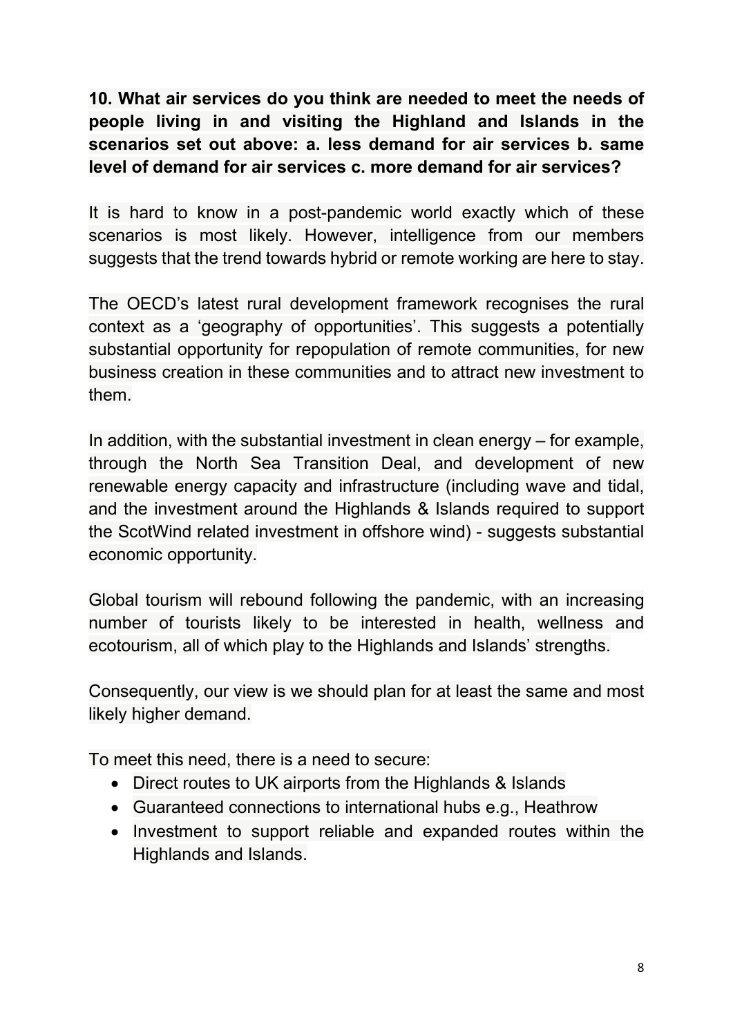**10. What air services do you think are needed to meet the needs of people living in and visiting the Highland and Islands in the scenarios set out above: a. less demand for air services b. same level of demand for air services c. more demand for air services?**

It is hard to know in a post-pandemic world exactly which of these scenarios is most likely. However, intelligence from our members suggests that the trend towards hybrid or remote working are here to stay.

The OECD's latest rural development framework recognises the rural context as a 'geography of opportunities'. This suggests a potentially substantial opportunity for repopulation of remote communities, for new business creation in these communities and to attract new investment to them.

In addition, with the substantial investment in clean energy – for example, through the North Sea Transition Deal, and development of new renewable energy capacity and infrastructure (including wave and tidal, and the investment around the Highlands & Islands required to support the ScotWind related investment in offshore wind) - suggests substantial economic opportunity.

Global tourism will rebound following the pandemic, with an increasing number of tourists likely to be interested in health, wellness and ecotourism, all of which play to the Highlands and Islands' strengths.

Consequently, our view is we should plan for at least the same and most likely higher demand.

To meet this need, there is a need to secure:

- Direct routes to UK airports from the Highlands & Islands
- Guaranteed connections to international hubs e.g., Heathrow
- Investment to support reliable and expanded routes within the Highlands and Islands.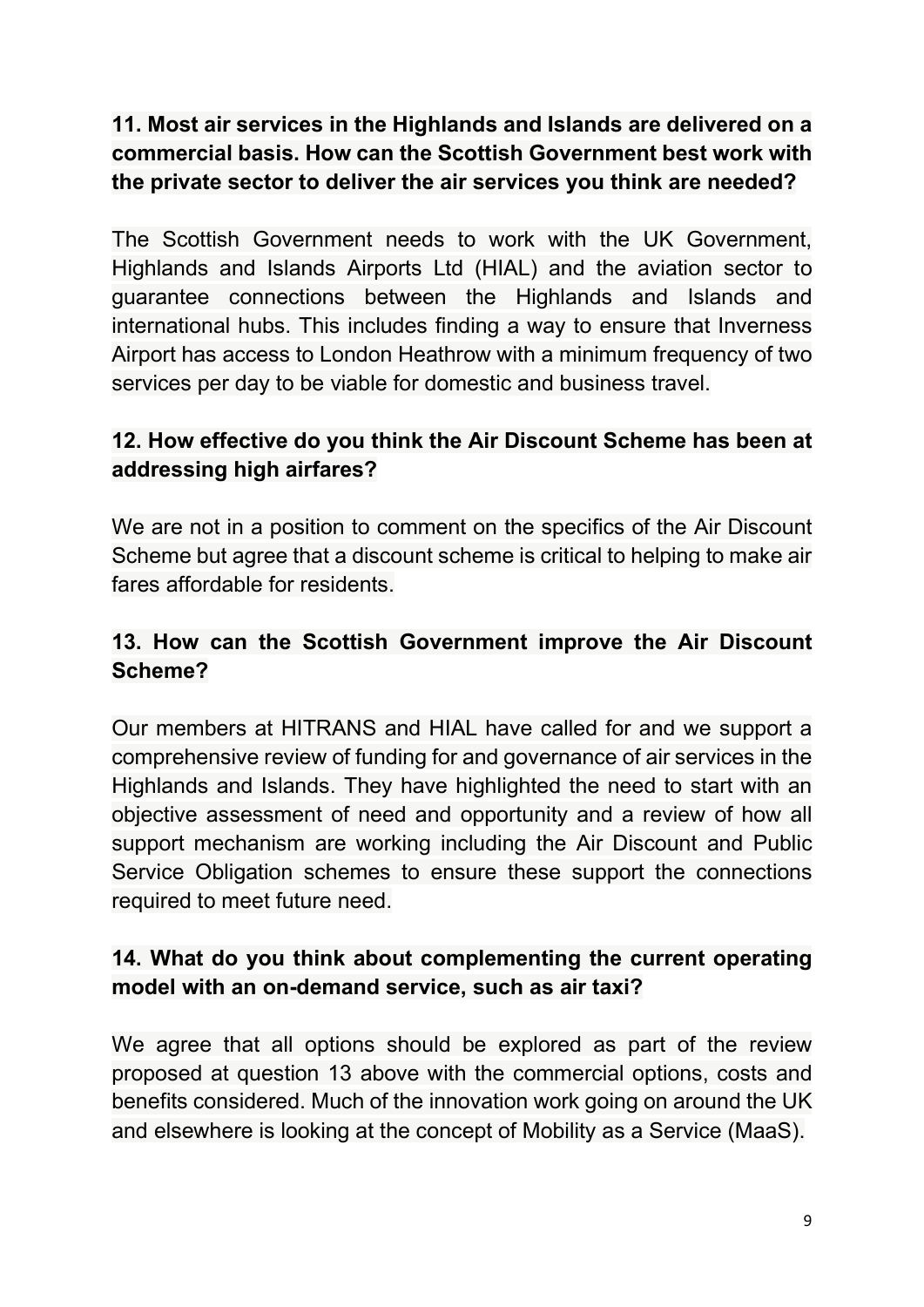**11. Most air services in the Highlands and Islands are delivered on a commercial basis. How can the Scottish Government best work with the private sector to deliver the air services you think are needed?**

The Scottish Government needs to work with the UK Government, Highlands and Islands Airports Ltd (HIAL) and the aviation sector to guarantee connections between the Highlands and Islands and international hubs. This includes finding a way to ensure that Inverness Airport has access to London Heathrow with a minimum frequency of two services per day to be viable for domestic and business travel.

**12. How effective do you think the Air Discount Scheme has been at addressing high airfares?**

We are not in a position to comment on the specifics of the Air Discount Scheme but agree that a discount scheme is critical to helping to make air fares affordable for residents.

**13. How can the Scottish Government improve the Air Discount Scheme?**

Our members at HITRANS and HIAL have called for and we support a comprehensive review of funding for and governance of air services in the Highlands and Islands. They have highlighted the need to start with an objective assessment of need and opportunity and a review of how all support mechanism are working including the Air Discount and Public Service Obligation schemes to ensure these support the connections required to meet future need.

**14. What do you think about complementing the current operating model with an on-demand service, such as air taxi?**

We agree that all options should be explored as part of the review proposed at question 13 above with the commercial options, costs and benefits considered. Much of the innovation work going on around the UK and elsewhere is looking at the concept of Mobility as a Service (MaaS).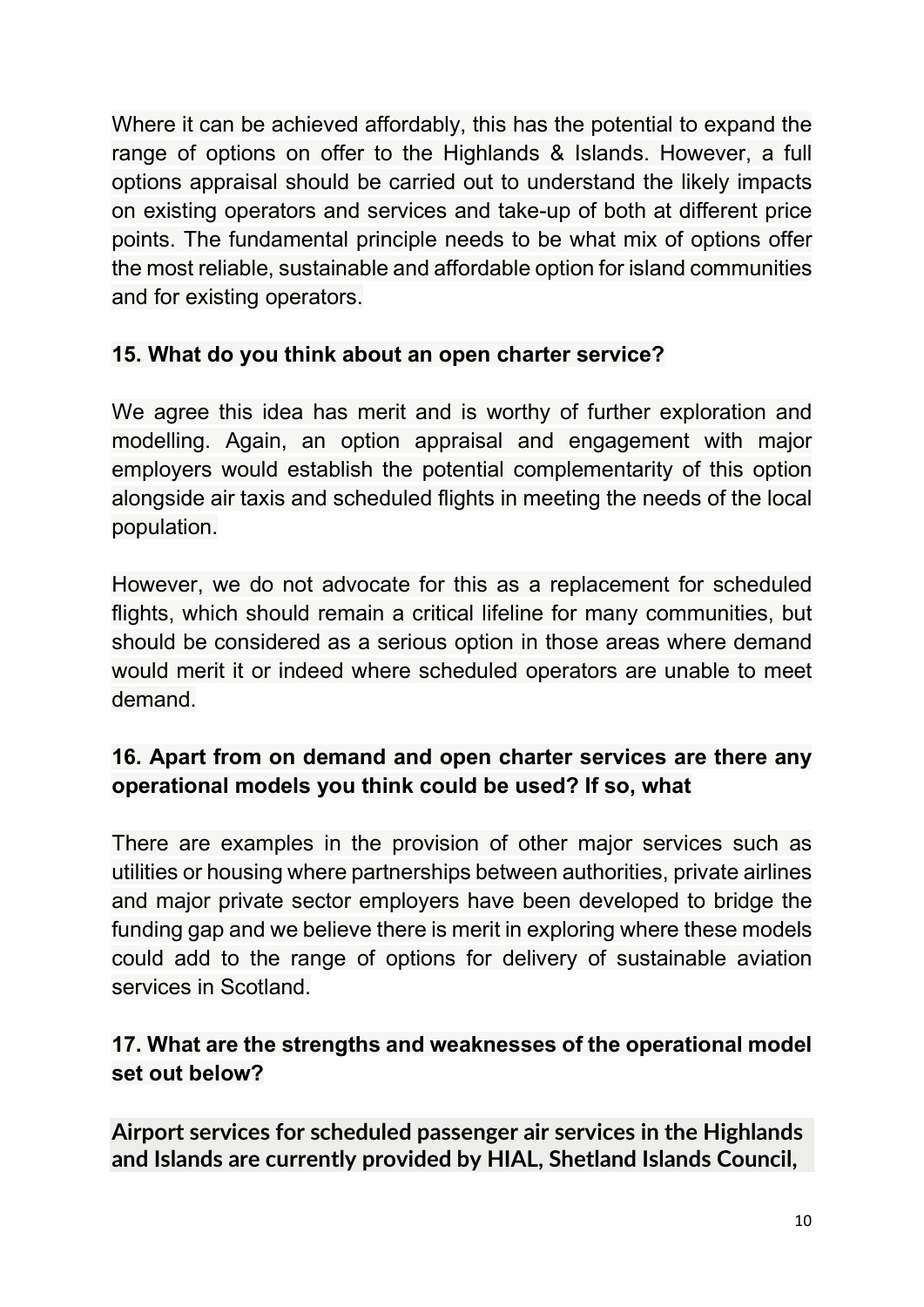Where it can be achieved affordably, this has the potential to expand the range of options on offer to the Highlands & Islands. However, a full options appraisal should be carried out to understand the likely impacts on existing operators and services and take-up of both at different price points. The fundamental principle needs to be what mix of options offer the most reliable, sustainable and affordable option for island communities and for existing operators.

**15. What do you think about an open charter service?**

We agree this idea has merit and is worthy of further exploration and modelling. Again, an option appraisal and engagement with major employers would establish the potential complementarity of this option alongside air taxis and scheduled flights in meeting the needs of the local population.

However, we do not advocate for this as a replacement for scheduled flights, which should remain a critical lifeline for many communities, but should be considered as a serious option in those areas where demand would merit it or indeed where scheduled operators are unable to meet demand.

**16. Apart from on demand and open charter services are there any operational models you think could be used? If so, what**

There are examples in the provision of other major services such as utilities or housing where partnerships between authorities, private airlines and major private sector employers have been developed to bridge the funding gap and we believe there is merit in exploring where these models could add to the range of options for delivery of sustainable aviation services in Scotland.

**17. What are the strengths and weaknesses of the operational model set out below?**

**Airport services for scheduled passenger air services in the Highlands and Islands are currently provided by HIAL, Shetland Islands Council,**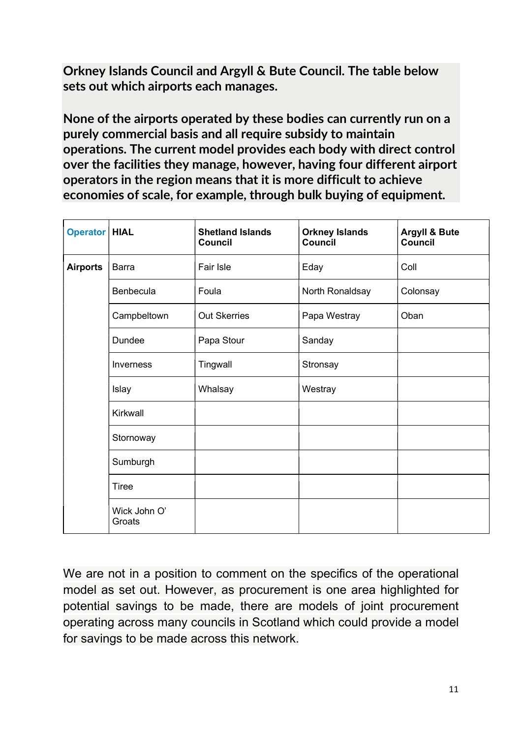**Orkney Islands Council and Argyll & Bute Council. The table below sets out which airports each manages.**

**None of the airports operated by these bodies can currently run on a purely commercial basis and all require subsidy to maintain operations. The current model provides each body with direct control over the facilities they manage, however, having four different airport operators in the region means that it is more difficult to achieve economies of scale, for example, through bulk buying of equipment.**

| Operator | HIAL | Shetland Islands Council | Orkney Islands Council | Argyll & Bute Council |
|---|---|---|---|---|
| **Airports** | Barra | Fair Isle | Eday | Coll |
| | Benbecula | Foula | North Ronaldsay | Colonsay |
| | Campbeltown | Out Skerries | Papa Westray | Oban |
| | Dundee | Papa Stour | Sanday | |
| | Inverness | Tingwall | Stronsay | |
| | Islay | Whalsay | Westray | |
| | Kirkwall | | | |
| | Stornoway | | | |
| | Sumburgh | | | |
| | Tiree | | | |
| | Wick John O' Groats | | | |

We are not in a position to comment on the specifics of the operational model as set out. However, as procurement is one area highlighted for potential savings to be made, there are models of joint procurement operating across many councils in Scotland which could provide a model for savings to be made across this network.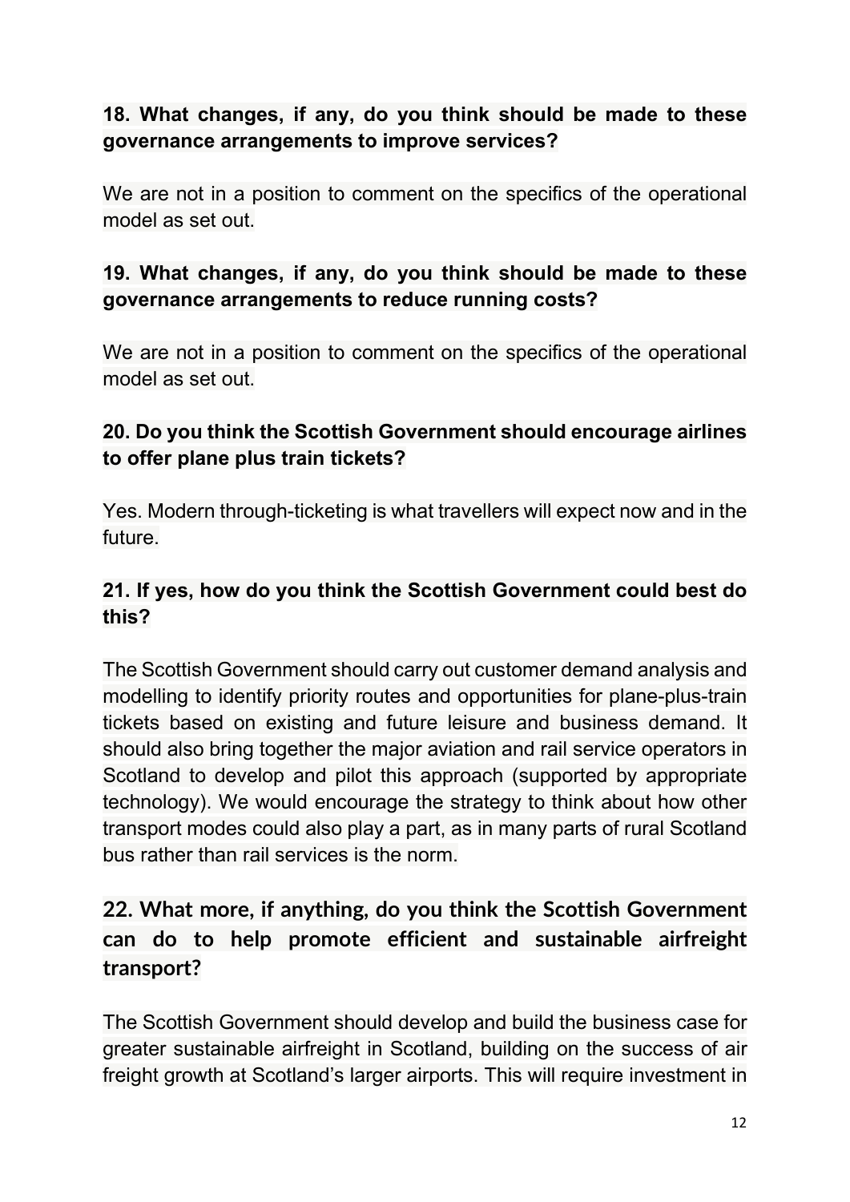**18. What changes, if any, do you think should be made to these governance arrangements to improve services?**

We are not in a position to comment on the specifics of the operational model as set out.

**19. What changes, if any, do you think should be made to these governance arrangements to reduce running costs?**

We are not in a position to comment on the specifics of the operational model as set out.

**20. Do you think the Scottish Government should encourage airlines to offer plane plus train tickets?**

Yes. Modern through-ticketing is what travellers will expect now and in the future.

**21. If yes, how do you think the Scottish Government could best do this?**

The Scottish Government should carry out customer demand analysis and modelling to identify priority routes and opportunities for plane-plus-train tickets based on existing and future leisure and business demand. It should also bring together the major aviation and rail service operators in Scotland to develop and pilot this approach (supported by appropriate technology). We would encourage the strategy to think about how other transport modes could also play a part, as in many parts of rural Scotland bus rather than rail services is the norm.

**22. What more, if anything, do you think the Scottish Government can do to help promote efficient and sustainable airfreight transport?**

The Scottish Government should develop and build the business case for greater sustainable airfreight in Scotland, building on the success of air freight growth at Scotland's larger airports. This will require investment in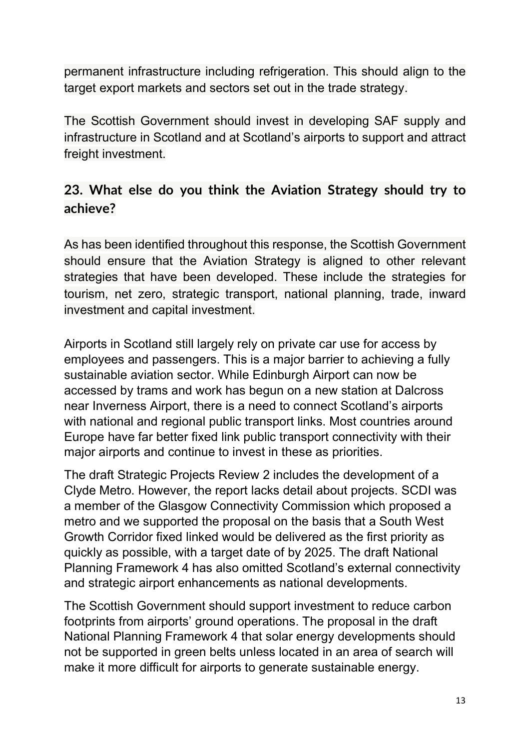permanent infrastructure including refrigeration. This should align to the target export markets and sectors set out in the trade strategy.

The Scottish Government should invest in developing SAF supply and infrastructure in Scotland and at Scotland's airports to support and attract freight investment.

## 23. What else do you think the Aviation Strategy should try to achieve?

As has been identified throughout this response, the Scottish Government should ensure that the Aviation Strategy is aligned to other relevant strategies that have been developed. These include the strategies for tourism, net zero, strategic transport, national planning, trade, inward investment and capital investment.

Airports in Scotland still largely rely on private car use for access by employees and passengers. This is a major barrier to achieving a fully sustainable aviation sector. While Edinburgh Airport can now be accessed by trams and work has begun on a new station at Dalcross near Inverness Airport, there is a need to connect Scotland's airports with national and regional public transport links. Most countries around Europe have far better fixed link public transport connectivity with their major airports and continue to invest in these as priorities.

The draft Strategic Projects Review 2 includes the development of a Clyde Metro. However, the report lacks detail about projects. SCDI was a member of the Glasgow Connectivity Commission which proposed a metro and we supported the proposal on the basis that a South West Growth Corridor fixed linked would be delivered as the first priority as quickly as possible, with a target date of by 2025. The draft National Planning Framework 4 has also omitted Scotland's external connectivity and strategic airport enhancements as national developments.

The Scottish Government should support investment to reduce carbon footprints from airports' ground operations. The proposal in the draft National Planning Framework 4 that solar energy developments should not be supported in green belts unless located in an area of search will make it more difficult for airports to generate sustainable energy.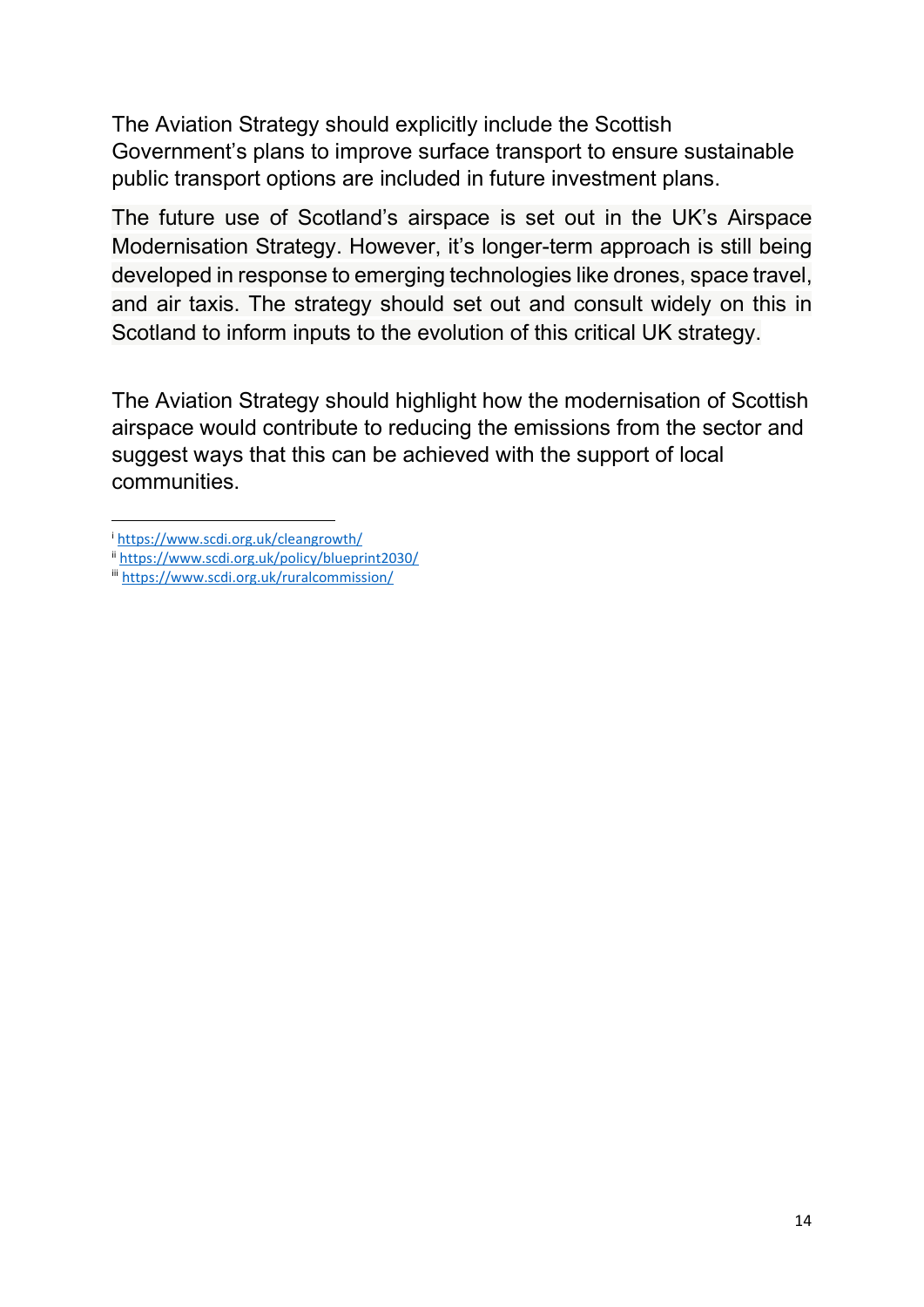The Aviation Strategy should explicitly include the Scottish Government's plans to improve surface transport to ensure sustainable public transport options are included in future investment plans.

The future use of Scotland's airspace is set out in the UK's Airspace Modernisation Strategy. However, it's longer-term approach is still being developed in response to emerging technologies like drones, space travel, and air taxis. The strategy should set out and consult widely on this in Scotland to inform inputs to the evolution of this critical UK strategy.

The Aviation Strategy should highlight how the modernisation of Scottish airspace would contribute to reducing the emissions from the sector and suggest ways that this can be achieved with the support of local communities.

---

[i] https://www.scdi.org.uk/cleangrowth/

[ii] https://www.scdi.org.uk/policy/blueprint2030/

[iii] https://www.scdi.org.uk/ruralcommission/